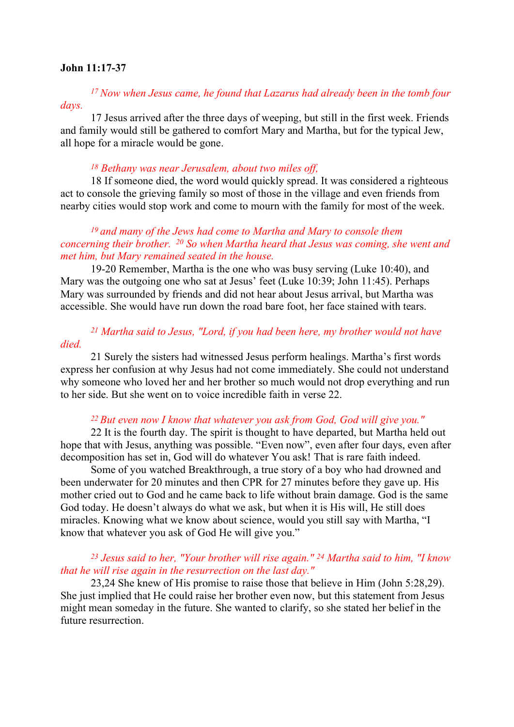**John 11:17-37**

*[17] Now when Jesus came, he found that Lazarus had already been in the tomb four days.*

17 Jesus arrived after the three days of weeping, but still in the first week. Friends and family would still be gathered to comfort Mary and Martha, but for the typical Jew, all hope for a miracle would be gone.

*[18] Bethany was near Jerusalem, about two miles off,*

18 If someone died, the word would quickly spread. It was considered a righteous act to console the grieving family so most of those in the village and even friends from nearby cities would stop work and come to mourn with the family for most of the week.

*[19] and many of the Jews had come to Martha and Mary to console them concerning their brother. [20] So when Martha heard that Jesus was coming, she went and met him, but Mary remained seated in the house.*

19-20 Remember, Martha is the one who was busy serving (Luke 10:40), and Mary was the outgoing one who sat at Jesus' feet (Luke 10:39; John 11:45). Perhaps Mary was surrounded by friends and did not hear about Jesus arrival, but Martha was accessible. She would have run down the road bare foot, her face stained with tears.

*[21] Martha said to Jesus, "Lord, if you had been here, my brother would not have died.*

21 Surely the sisters had witnessed Jesus perform healings. Martha's first words express her confusion at why Jesus had not come immediately. She could not understand why someone who loved her and her brother so much would not drop everything and run to her side. But she went on to voice incredible faith in verse 22.

*[22] But even now I know that whatever you ask from God, God will give you."*

22 It is the fourth day. The spirit is thought to have departed, but Martha held out hope that with Jesus, anything was possible. "Even now", even after four days, even after decomposition has set in, God will do whatever You ask! That is rare faith indeed.

Some of you watched Breakthrough, a true story of a boy who had drowned and been underwater for 20 minutes and then CPR for 27 minutes before they gave up. His mother cried out to God and he came back to life without brain damage. God is the same God today. He doesn't always do what we ask, but when it is His will, He still does miracles. Knowing what we know about science, would you still say with Martha, "I know that whatever you ask of God He will give you."

*[23] Jesus said to her, "Your brother will rise again." [24] Martha said to him, "I know that he will rise again in the resurrection on the last day."*

23,24 She knew of His promise to raise those that believe in Him (John 5:28,29). She just implied that He could raise her brother even now, but this statement from Jesus might mean someday in the future. She wanted to clarify, so she stated her belief in the future resurrection.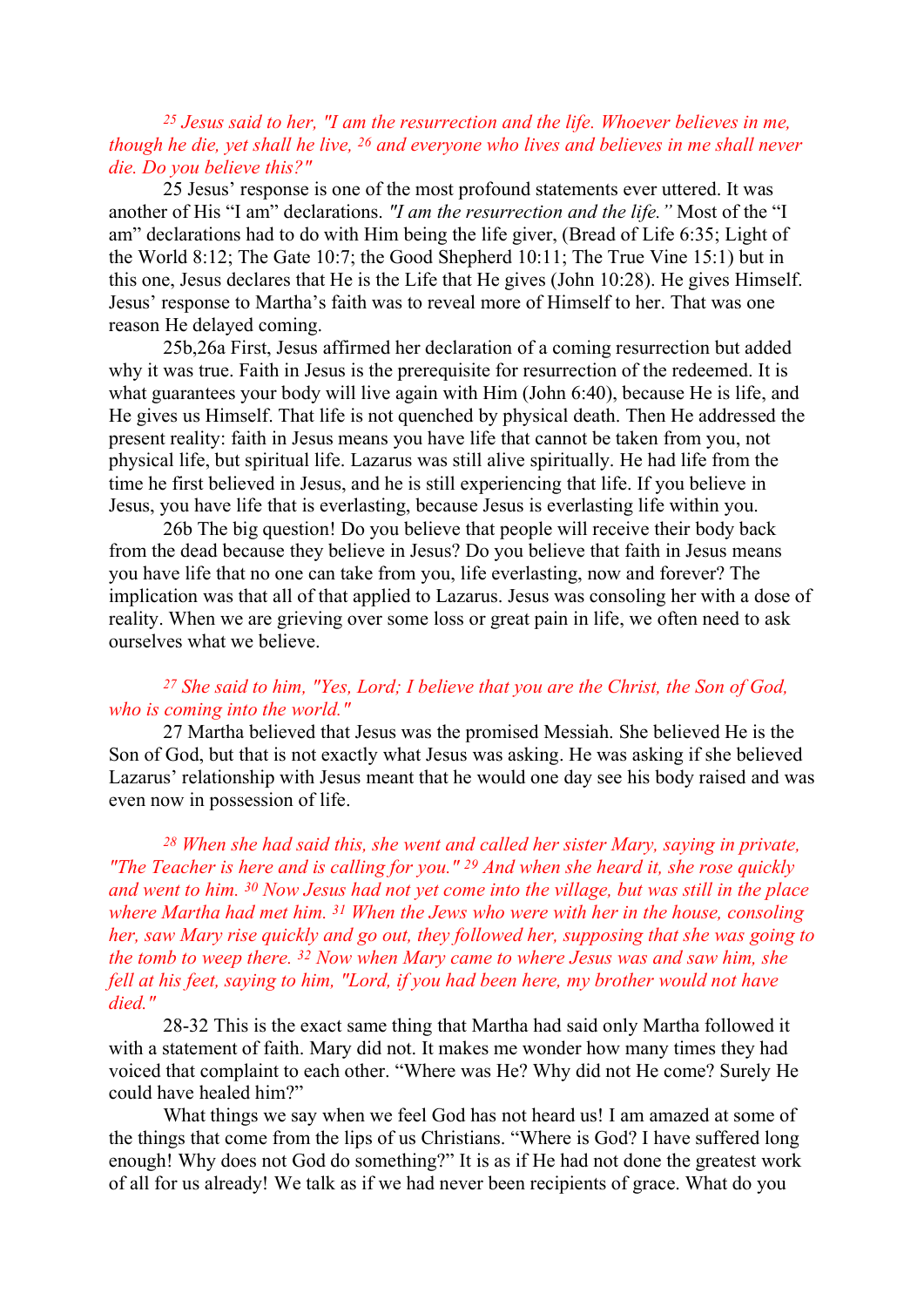*[25] Jesus said to her, "I am the resurrection and the life. Whoever believes in me, though he die, yet shall he live, [26] and everyone who lives and believes in me shall never die. Do you believe this?"*

25 Jesus' response is one of the most profound statements ever uttered. It was another of His "I am" declarations. *"I am the resurrection and the life."* Most of the "I am" declarations had to do with Him being the life giver, (Bread of Life 6:35; Light of the World 8:12; The Gate 10:7; the Good Shepherd 10:11; The True Vine 15:1) but in this one, Jesus declares that He is the Life that He gives (John 10:28). He gives Himself. Jesus' response to Martha's faith was to reveal more of Himself to her. That was one reason He delayed coming.

25b,26a First, Jesus affirmed her declaration of a coming resurrection but added why it was true. Faith in Jesus is the prerequisite for resurrection of the redeemed. It is what guarantees your body will live again with Him (John 6:40), because He is life, and He gives us Himself. That life is not quenched by physical death. Then He addressed the present reality: faith in Jesus means you have life that cannot be taken from you, not physical life, but spiritual life. Lazarus was still alive spiritually. He had life from the time he first believed in Jesus, and he is still experiencing that life. If you believe in Jesus, you have life that is everlasting, because Jesus is everlasting life within you.

26b The big question! Do you believe that people will receive their body back from the dead because they believe in Jesus? Do you believe that faith in Jesus means you have life that no one can take from you, life everlasting, now and forever? The implication was that all of that applied to Lazarus. Jesus was consoling her with a dose of reality. When we are grieving over some loss or great pain in life, we often need to ask ourselves what we believe.

*[27] She said to him, "Yes, Lord; I believe that you are the Christ, the Son of God, who is coming into the world."*

27 Martha believed that Jesus was the promised Messiah. She believed He is the Son of God, but that is not exactly what Jesus was asking. He was asking if she believed Lazarus' relationship with Jesus meant that he would one day see his body raised and was even now in possession of life.

*[28] When she had said this, she went and called her sister Mary, saying in private, "The Teacher is here and is calling for you." [29] And when she heard it, she rose quickly and went to him. [30] Now Jesus had not yet come into the village, but was still in the place where Martha had met him. [31] When the Jews who were with her in the house, consoling her, saw Mary rise quickly and go out, they followed her, supposing that she was going to the tomb to weep there. [32] Now when Mary came to where Jesus was and saw him, she fell at his feet, saying to him, "Lord, if you had been here, my brother would not have died."*

28-32 This is the exact same thing that Martha had said only Martha followed it with a statement of faith. Mary did not. It makes me wonder how many times they had voiced that complaint to each other. "Where was He? Why did not He come? Surely He could have healed him?"

What things we say when we feel God has not heard us! I am amazed at some of the things that come from the lips of us Christians. "Where is God? I have suffered long enough! Why does not God do something?" It is as if He had not done the greatest work of all for us already! We talk as if we had never been recipients of grace. What do you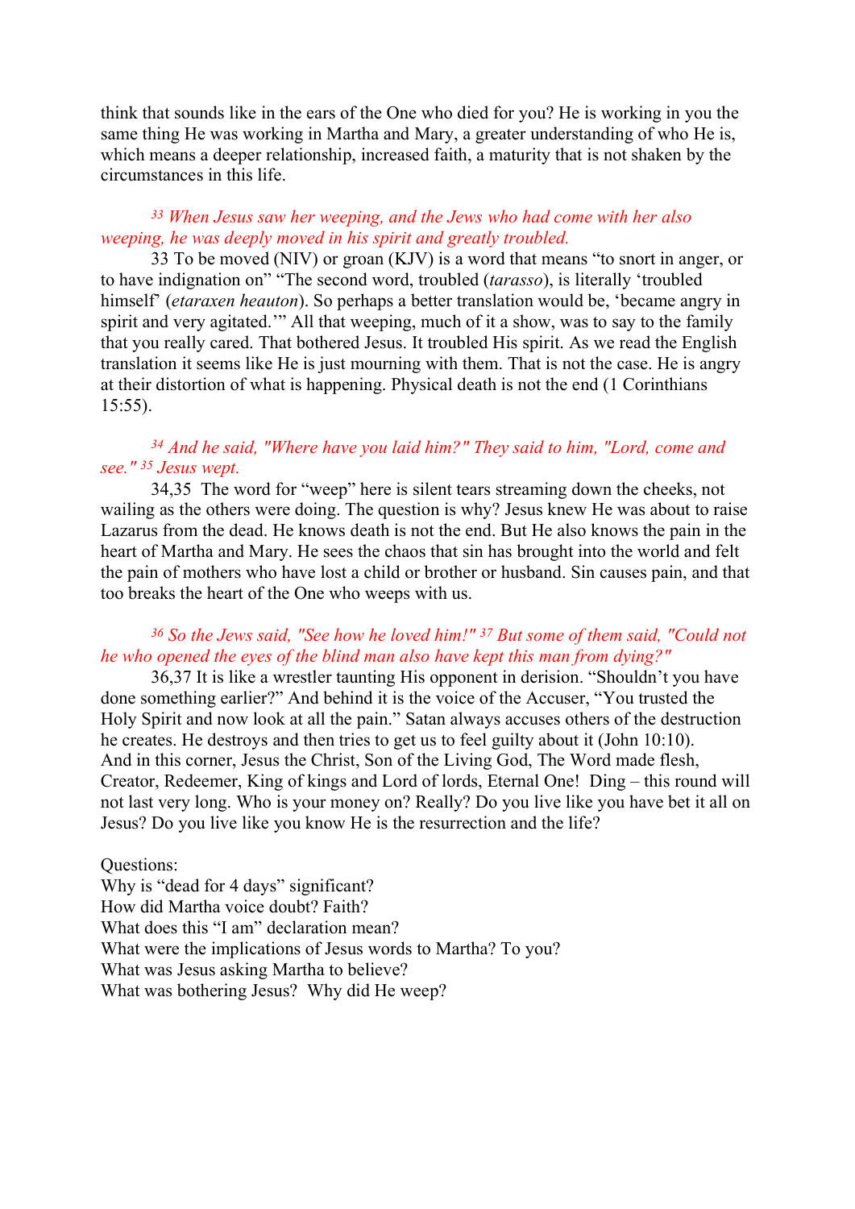think that sounds like in the ears of the One who died for you? He is working in you the same thing He was working in Martha and Mary, a greater understanding of who He is, which means a deeper relationship, increased faith, a maturity that is not shaken by the circumstances in this life.

*[33] When Jesus saw her weeping, and the Jews who had come with her also weeping, he was deeply moved in his spirit and greatly troubled.*

33 To be moved (NIV) or groan (KJV) is a word that means "to snort in anger, or to have indignation on" "The second word, troubled (*tarasso*), is literally 'troubled himself' (*etaraxen heauton*). So perhaps a better translation would be, 'became angry in spirit and very agitated.'" All that weeping, much of it a show, was to say to the family that you really cared. That bothered Jesus. It troubled His spirit. As we read the English translation it seems like He is just mourning with them. That is not the case. He is angry at their distortion of what is happening. Physical death is not the end (1 Corinthians 15:55).

*[34] And he said, "Where have you laid him?" They said to him, "Lord, come and see." [35] Jesus wept.*

34,35 The word for "weep" here is silent tears streaming down the cheeks, not wailing as the others were doing. The question is why? Jesus knew He was about to raise Lazarus from the dead. He knows death is not the end. But He also knows the pain in the heart of Martha and Mary. He sees the chaos that sin has brought into the world and felt the pain of mothers who have lost a child or brother or husband. Sin causes pain, and that too breaks the heart of the One who weeps with us.

*[36] So the Jews said, "See how he loved him!" [37] But some of them said, "Could not he who opened the eyes of the blind man also have kept this man from dying?"*

36,37 It is like a wrestler taunting His opponent in derision. "Shouldn't you have done something earlier?" And behind it is the voice of the Accuser, "You trusted the Holy Spirit and now look at all the pain." Satan always accuses others of the destruction he creates. He destroys and then tries to get us to feel guilty about it (John 10:10). And in this corner, Jesus the Christ, Son of the Living God, The Word made flesh, Creator, Redeemer, King of kings and Lord of lords, Eternal One! Ding – this round will not last very long. Who is your money on? Really? Do you live like you have bet it all on Jesus? Do you live like you know He is the resurrection and the life?

Questions:
Why is "dead for 4 days" significant?
How did Martha voice doubt? Faith?
What does this "I am" declaration mean?
What were the implications of Jesus words to Martha? To you?
What was Jesus asking Martha to believe?
What was bothering Jesus? Why did He weep?